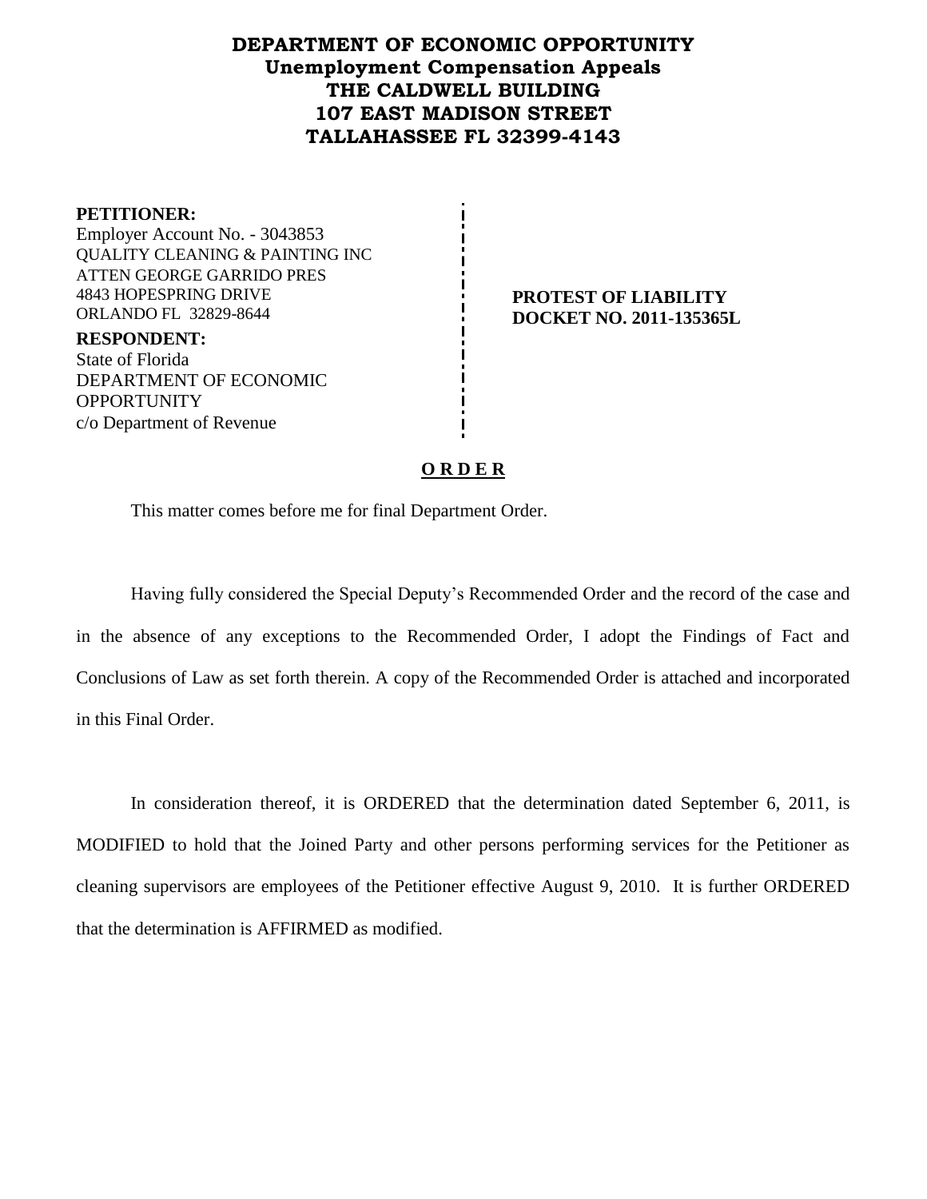# DEPARTMENT OF ECONOMIC OPPORTUNITY
## Unemployment Compensation Appeals
## THE CALDWELL BUILDING
## 107 EAST MADISON STREET
## TALLAHASSEE FL 32399-4143

**PETITIONER:**
Employer Account No. - 3043853
QUALITY CLEANING & PAINTING INC
ATTEN GEORGE GARRIDO PRES
4843 HOPESPRING DRIVE
ORLANDO FL 32829-8644

**RESPONDENT:**
State of Florida
DEPARTMENT OF ECONOMIC OPPORTUNITY
c/o Department of Revenue

**PROTEST OF LIABILITY**
**DOCKET NO. 2011-135365L**

**O R D E R**

This matter comes before me for final Department Order.

Having fully considered the Special Deputy's Recommended Order and the record of the case and in the absence of any exceptions to the Recommended Order, I adopt the Findings of Fact and Conclusions of Law as set forth therein. A copy of the Recommended Order is attached and incorporated in this Final Order.

In consideration thereof, it is ORDERED that the determination dated September 6, 2011, is MODIFIED to hold that the Joined Party and other persons performing services for the Petitioner as cleaning supervisors are employees of the Petitioner effective August 9, 2010. It is further ORDERED that the determination is AFFIRMED as modified.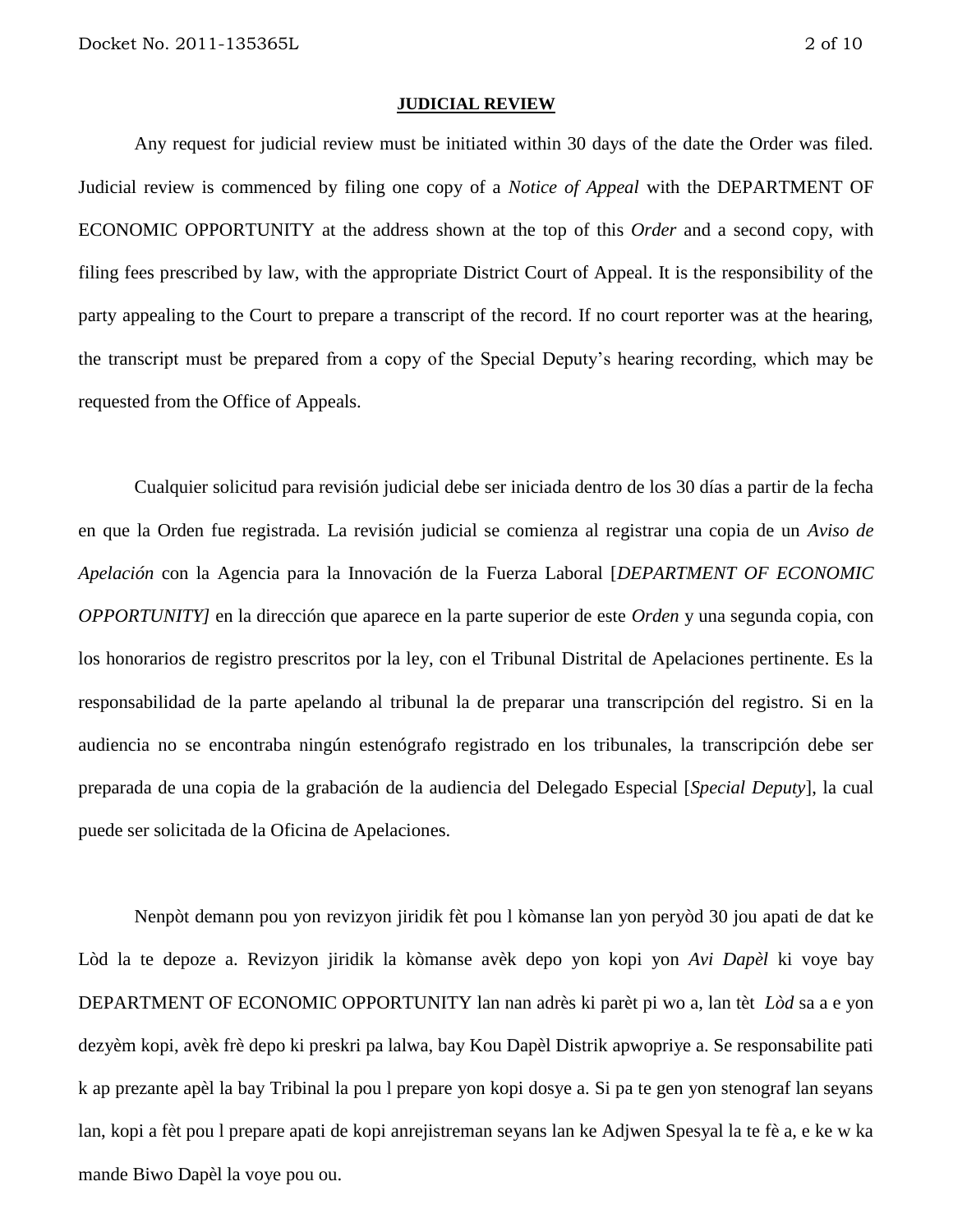**JUDICIAL REVIEW**

Any request for judicial review must be initiated within 30 days of the date the Order was filed. Judicial review is commenced by filing one copy of a *Notice of Appeal* with the DEPARTMENT OF ECONOMIC OPPORTUNITY at the address shown at the top of this *Order* and a second copy, with filing fees prescribed by law, with the appropriate District Court of Appeal. It is the responsibility of the party appealing to the Court to prepare a transcript of the record. If no court reporter was at the hearing, the transcript must be prepared from a copy of the Special Deputy's hearing recording, which may be requested from the Office of Appeals.

Cualquier solicitud para revisión judicial debe ser iniciada dentro de los 30 días a partir de la fecha en que la Orden fue registrada. La revisión judicial se comienza al registrar una copia de un *Aviso de Apelación* con la Agencia para la Innovación de la Fuerza Laboral [*DEPARTMENT OF ECONOMIC OPPORTUNITY]* en la dirección que aparece en la parte superior de este *Orden* y una segunda copia, con los honorarios de registro prescritos por la ley, con el Tribunal Distrital de Apelaciones pertinente. Es la responsabilidad de la parte apelando al tribunal la de preparar una transcripción del registro. Si en la audiencia no se encontraba ningún estenógrafo registrado en los tribunales, la transcripción debe ser preparada de una copia de la grabación de la audiencia del Delegado Especial [*Special Deputy*], la cual puede ser solicitada de la Oficina de Apelaciones.

Nenpòt demann pou yon revizyon jiridik fèt pou l kòmanse lan yon peryòd 30 jou apati de dat ke Lòd la te depoze a. Revizyon jiridik la kòmanse avèk depo yon kopi yon *Avi Dapèl* ki voye bay DEPARTMENT OF ECONOMIC OPPORTUNITY lan nan adrès ki parèt pi wo a, lan tèt *Lòd* sa a e yon dezyèm kopi, avèk frè depo ki preskri pa lalwa, bay Kou Dapèl Distrik apwopriye a. Se responsabilite pati k ap prezante apèl la bay Tribinal la pou l prepare yon kopi dosye a. Si pa te gen yon stenograf lan seyans lan, kopi a fèt pou l prepare apati de kopi anrejistreman seyans lan ke Adjwen Spesyal la te fè a, e ke w ka mande Biwo Dapèl la voye pou ou.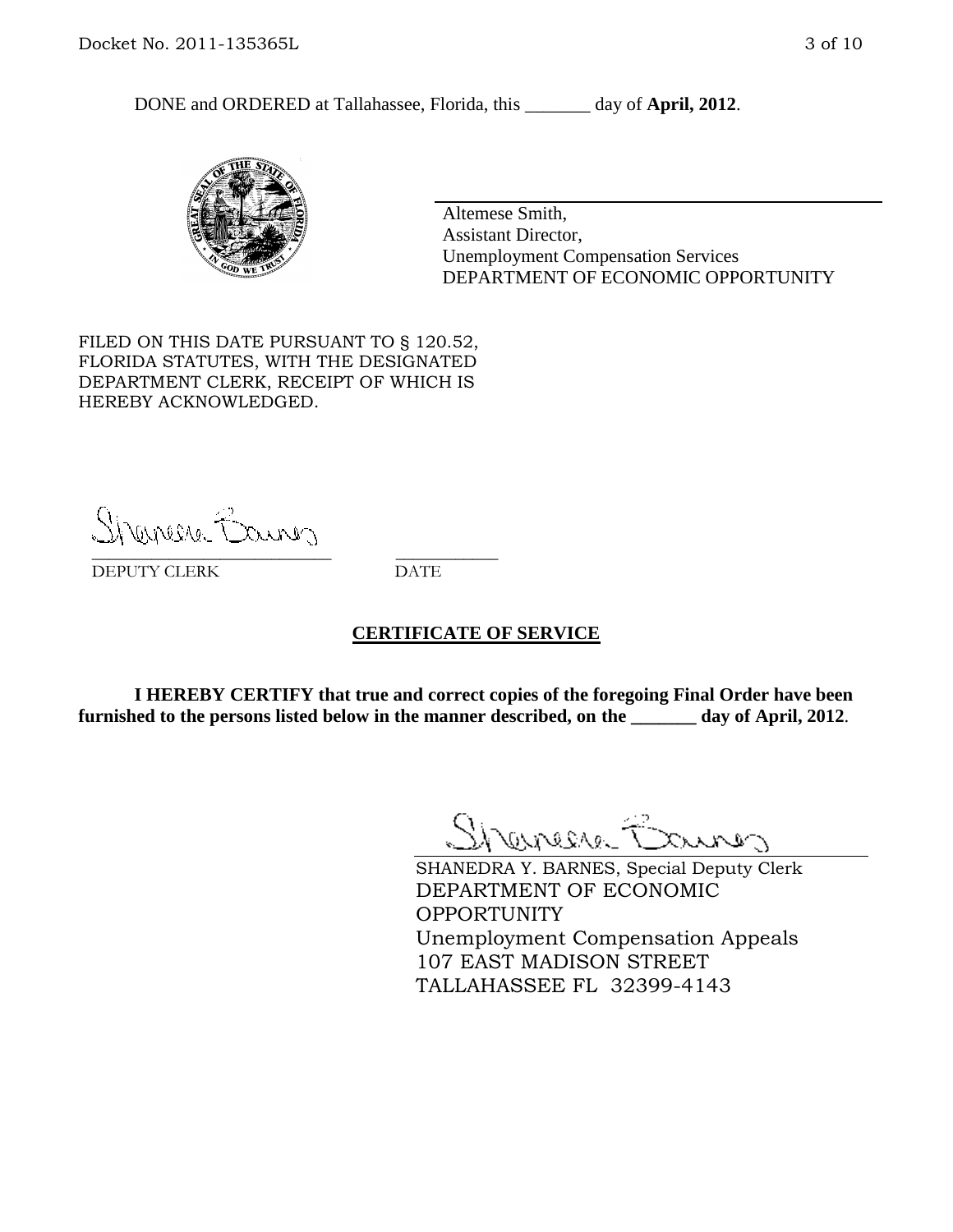DONE and ORDERED at Tallahassee, Florida, this _______ day of **April, 2012**.

Altemese Smith,
Assistant Director,
Unemployment Compensation Services
DEPARTMENT OF ECONOMIC OPPORTUNITY

FILED ON THIS DATE PURSUANT TO § 120.52, FLORIDA STATUTES, WITH THE DESIGNATED DEPARTMENT CLERK, RECEIPT OF WHICH IS HEREBY ACKNOWLEDGED.

___________________________ ___________
DEPUTY CLERK DATE

## CERTIFICATE OF SERVICE

**I HEREBY CERTIFY that true and correct copies of the foregoing Final Order have been furnished to the persons listed below in the manner described, on the _______ day of April, 2012**.

SHANEDRA Y. BARNES, Special Deputy Clerk
DEPARTMENT OF ECONOMIC OPPORTUNITY
Unemployment Compensation Appeals
107 EAST MADISON STREET
TALLAHASSEE FL 32399-4143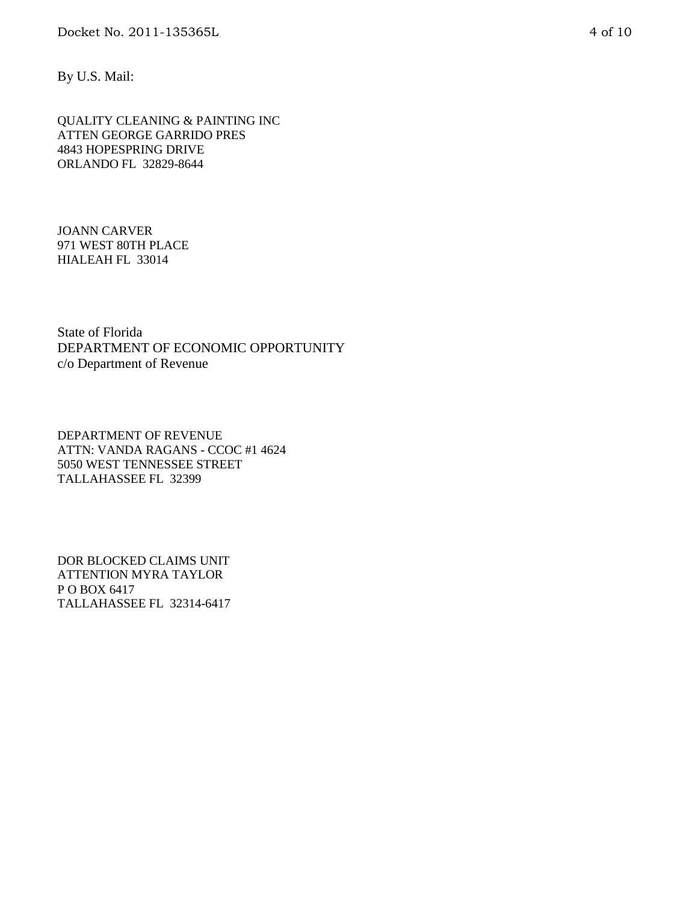By U.S. Mail:

QUALITY CLEANING & PAINTING INC
ATTEN GEORGE GARRIDO PRES
4843 HOPESPRING DRIVE
ORLANDO FL 32829-8644

JOANN CARVER
971 WEST 80TH PLACE
HIALEAH FL 33014

State of Florida
DEPARTMENT OF ECONOMIC OPPORTUNITY
c/o Department of Revenue

DEPARTMENT OF REVENUE
ATTN: VANDA RAGANS - CCOC #1 4624
5050 WEST TENNESSEE STREET
TALLAHASSEE FL 32399

DOR BLOCKED CLAIMS UNIT
ATTENTION MYRA TAYLOR
P O BOX 6417
TALLAHASSEE FL 32314-6417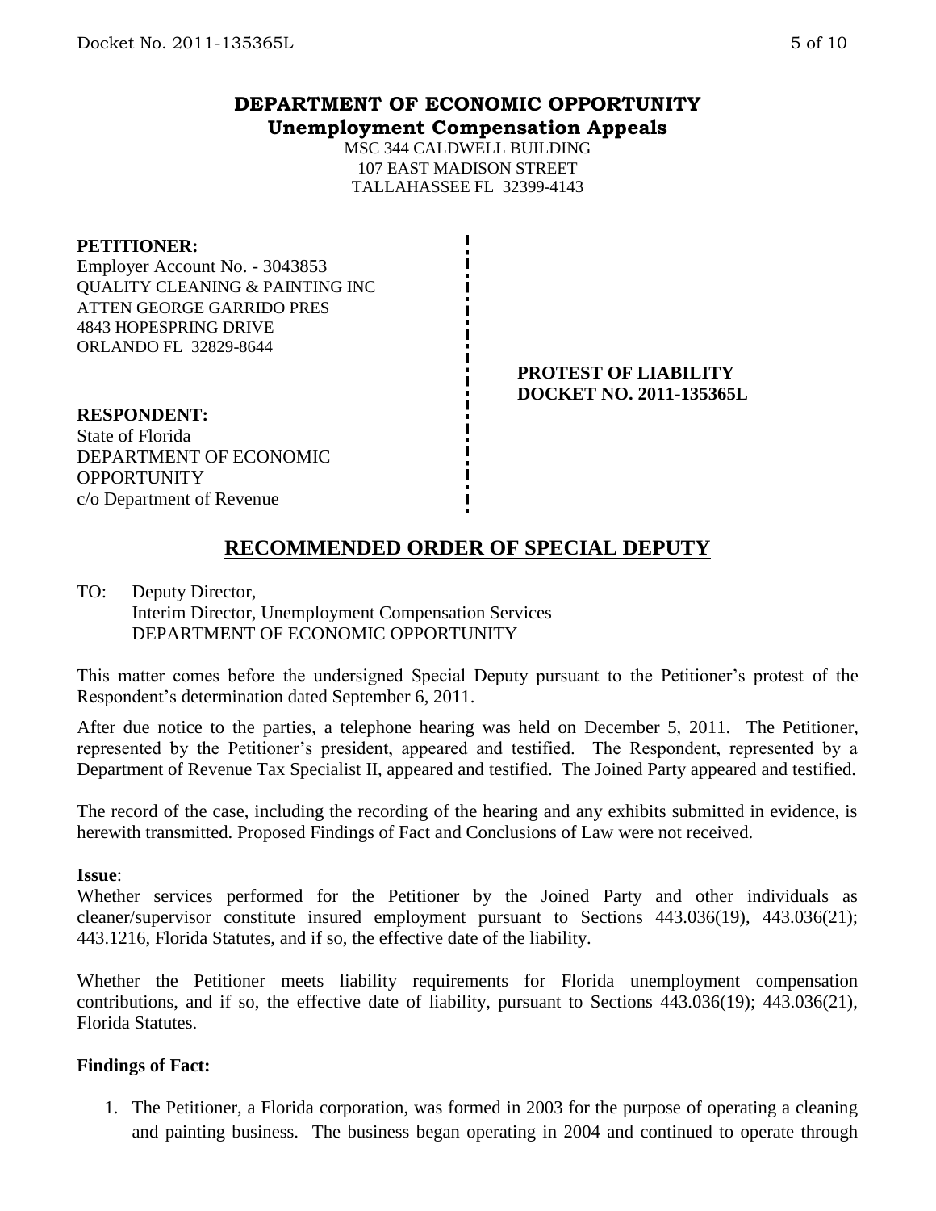# DEPARTMENT OF ECONOMIC OPPORTUNITY
## Unemployment Compensation Appeals

MSC 344 CALDWELL BUILDING
107 EAST MADISON STREET
TALLAHASSEE FL 32399-4143

**PETITIONER:**
Employer Account No. - 3043853
QUALITY CLEANING & PAINTING INC
ATTEN GEORGE GARRIDO PRES
4843 HOPESPRING DRIVE
ORLANDO FL 32829-8644

**PROTEST OF LIABILITY**
**DOCKET NO. 2011-135365L**

**RESPONDENT:**
State of Florida
DEPARTMENT OF ECONOMIC OPPORTUNITY
c/o Department of Revenue

## RECOMMENDED ORDER OF SPECIAL DEPUTY

TO: Deputy Director,
Interim Director, Unemployment Compensation Services
DEPARTMENT OF ECONOMIC OPPORTUNITY

This matter comes before the undersigned Special Deputy pursuant to the Petitioner's protest of the Respondent's determination dated September 6, 2011.

After due notice to the parties, a telephone hearing was held on December 5, 2011. The Petitioner, represented by the Petitioner's president, appeared and testified. The Respondent, represented by a Department of Revenue Tax Specialist II, appeared and testified. The Joined Party appeared and testified.

The record of the case, including the recording of the hearing and any exhibits submitted in evidence, is herewith transmitted. Proposed Findings of Fact and Conclusions of Law were not received.

**Issue**:
Whether services performed for the Petitioner by the Joined Party and other individuals as cleaner/supervisor constitute insured employment pursuant to Sections 443.036(19), 443.036(21); 443.1216, Florida Statutes, and if so, the effective date of the liability.

Whether the Petitioner meets liability requirements for Florida unemployment compensation contributions, and if so, the effective date of liability, pursuant to Sections 443.036(19); 443.036(21), Florida Statutes.

**Findings of Fact:**

1. The Petitioner, a Florida corporation, was formed in 2003 for the purpose of operating a cleaning and painting business. The business began operating in 2004 and continued to operate through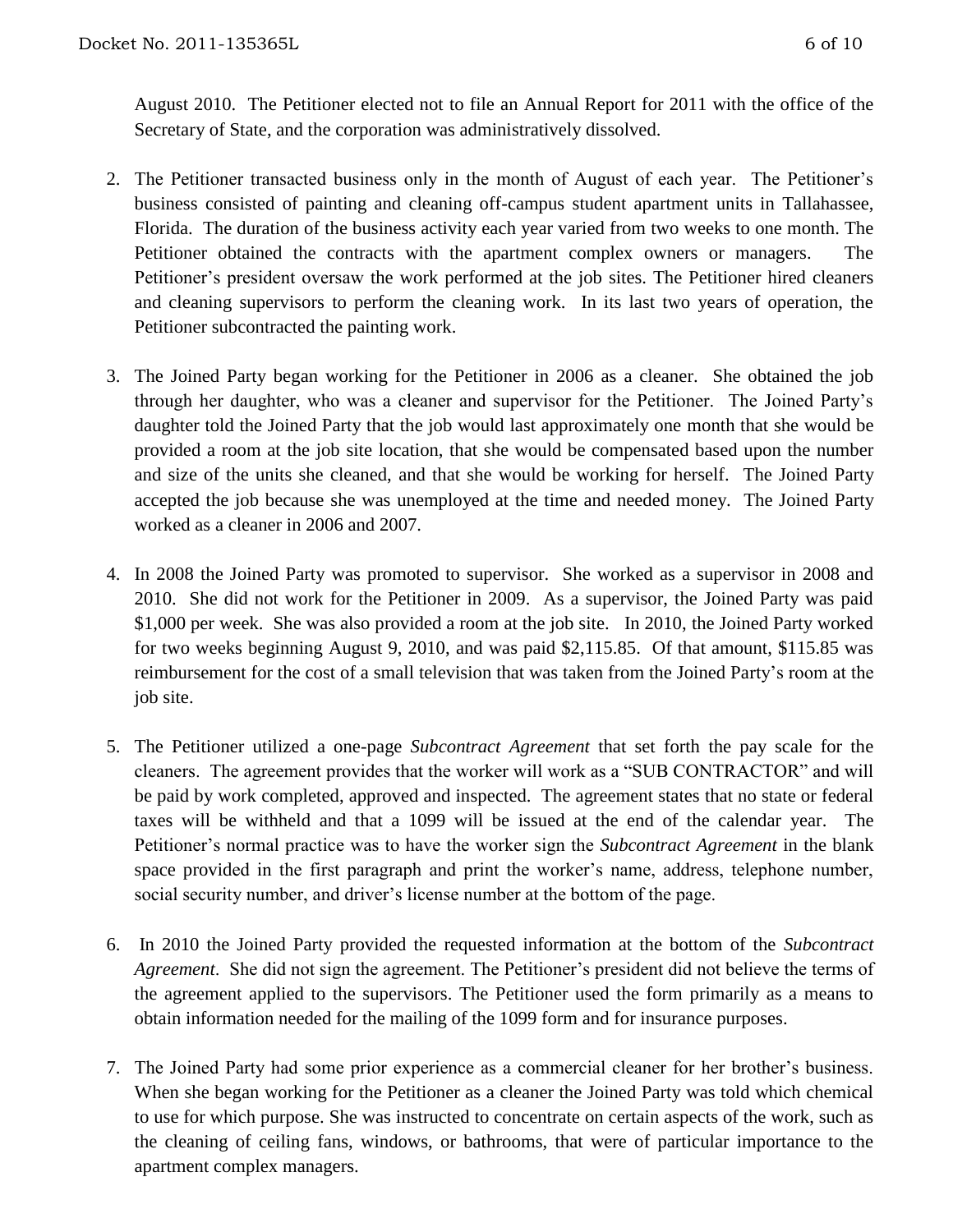August 2010. The Petitioner elected not to file an Annual Report for 2011 with the office of the Secretary of State, and the corporation was administratively dissolved.

2. The Petitioner transacted business only in the month of August of each year. The Petitioner's business consisted of painting and cleaning off-campus student apartment units in Tallahassee, Florida. The duration of the business activity each year varied from two weeks to one month. The Petitioner obtained the contracts with the apartment complex owners or managers. The Petitioner's president oversaw the work performed at the job sites. The Petitioner hired cleaners and cleaning supervisors to perform the cleaning work. In its last two years of operation, the Petitioner subcontracted the painting work.

3. The Joined Party began working for the Petitioner in 2006 as a cleaner. She obtained the job through her daughter, who was a cleaner and supervisor for the Petitioner. The Joined Party's daughter told the Joined Party that the job would last approximately one month that she would be provided a room at the job site location, that she would be compensated based upon the number and size of the units she cleaned, and that she would be working for herself. The Joined Party accepted the job because she was unemployed at the time and needed money. The Joined Party worked as a cleaner in 2006 and 2007.

4. In 2008 the Joined Party was promoted to supervisor. She worked as a supervisor in 2008 and 2010. She did not work for the Petitioner in 2009. As a supervisor, the Joined Party was paid $1,000 per week. She was also provided a room at the job site. In 2010, the Joined Party worked for two weeks beginning August 9, 2010, and was paid $2,115.85. Of that amount, $115.85 was reimbursement for the cost of a small television that was taken from the Joined Party's room at the job site.

5. The Petitioner utilized a one-page *Subcontract Agreement* that set forth the pay scale for the cleaners. The agreement provides that the worker will work as a "SUB CONTRACTOR" and will be paid by work completed, approved and inspected. The agreement states that no state or federal taxes will be withheld and that a 1099 will be issued at the end of the calendar year. The Petitioner's normal practice was to have the worker sign the *Subcontract Agreement* in the blank space provided in the first paragraph and print the worker's name, address, telephone number, social security number, and driver's license number at the bottom of the page.

6. In 2010 the Joined Party provided the requested information at the bottom of the *Subcontract Agreement*. She did not sign the agreement. The Petitioner's president did not believe the terms of the agreement applied to the supervisors. The Petitioner used the form primarily as a means to obtain information needed for the mailing of the 1099 form and for insurance purposes.

7. The Joined Party had some prior experience as a commercial cleaner for her brother's business. When she began working for the Petitioner as a cleaner the Joined Party was told which chemical to use for which purpose. She was instructed to concentrate on certain aspects of the work, such as the cleaning of ceiling fans, windows, or bathrooms, that were of particular importance to the apartment complex managers.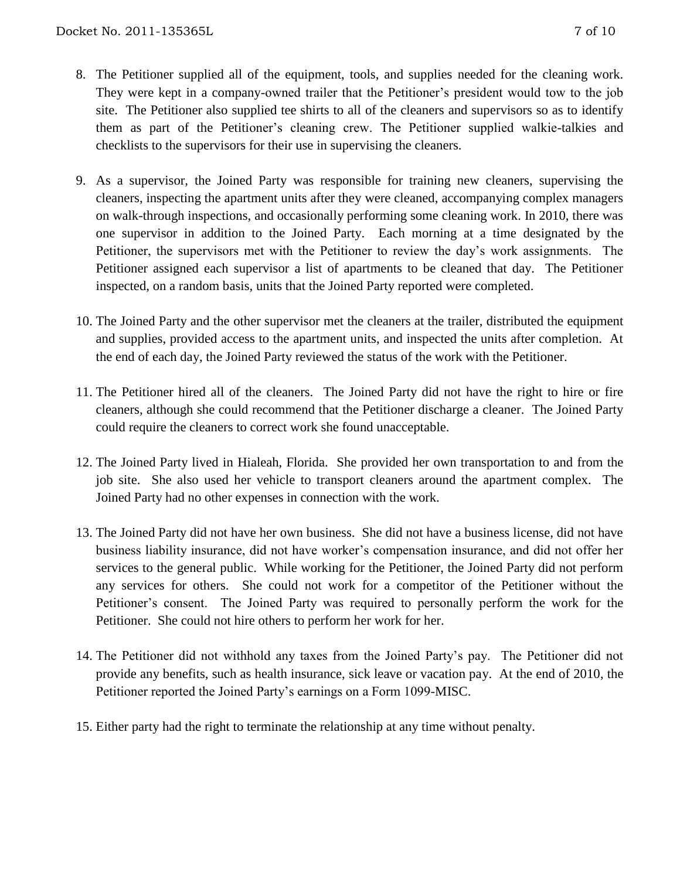8. The Petitioner supplied all of the equipment, tools, and supplies needed for the cleaning work. They were kept in a company-owned trailer that the Petitioner's president would tow to the job site. The Petitioner also supplied tee shirts to all of the cleaners and supervisors so as to identify them as part of the Petitioner's cleaning crew. The Petitioner supplied walkie-talkies and checklists to the supervisors for their use in supervising the cleaners.

9. As a supervisor, the Joined Party was responsible for training new cleaners, supervising the cleaners, inspecting the apartment units after they were cleaned, accompanying complex managers on walk-through inspections, and occasionally performing some cleaning work. In 2010, there was one supervisor in addition to the Joined Party. Each morning at a time designated by the Petitioner, the supervisors met with the Petitioner to review the day's work assignments. The Petitioner assigned each supervisor a list of apartments to be cleaned that day. The Petitioner inspected, on a random basis, units that the Joined Party reported were completed.

10. The Joined Party and the other supervisor met the cleaners at the trailer, distributed the equipment and supplies, provided access to the apartment units, and inspected the units after completion. At the end of each day, the Joined Party reviewed the status of the work with the Petitioner.

11. The Petitioner hired all of the cleaners. The Joined Party did not have the right to hire or fire cleaners, although she could recommend that the Petitioner discharge a cleaner. The Joined Party could require the cleaners to correct work she found unacceptable.

12. The Joined Party lived in Hialeah, Florida. She provided her own transportation to and from the job site. She also used her vehicle to transport cleaners around the apartment complex. The Joined Party had no other expenses in connection with the work.

13. The Joined Party did not have her own business. She did not have a business license, did not have business liability insurance, did not have worker's compensation insurance, and did not offer her services to the general public. While working for the Petitioner, the Joined Party did not perform any services for others. She could not work for a competitor of the Petitioner without the Petitioner's consent. The Joined Party was required to personally perform the work for the Petitioner. She could not hire others to perform her work for her.

14. The Petitioner did not withhold any taxes from the Joined Party's pay. The Petitioner did not provide any benefits, such as health insurance, sick leave or vacation pay. At the end of 2010, the Petitioner reported the Joined Party's earnings on a Form 1099-MISC.

15. Either party had the right to terminate the relationship at any time without penalty.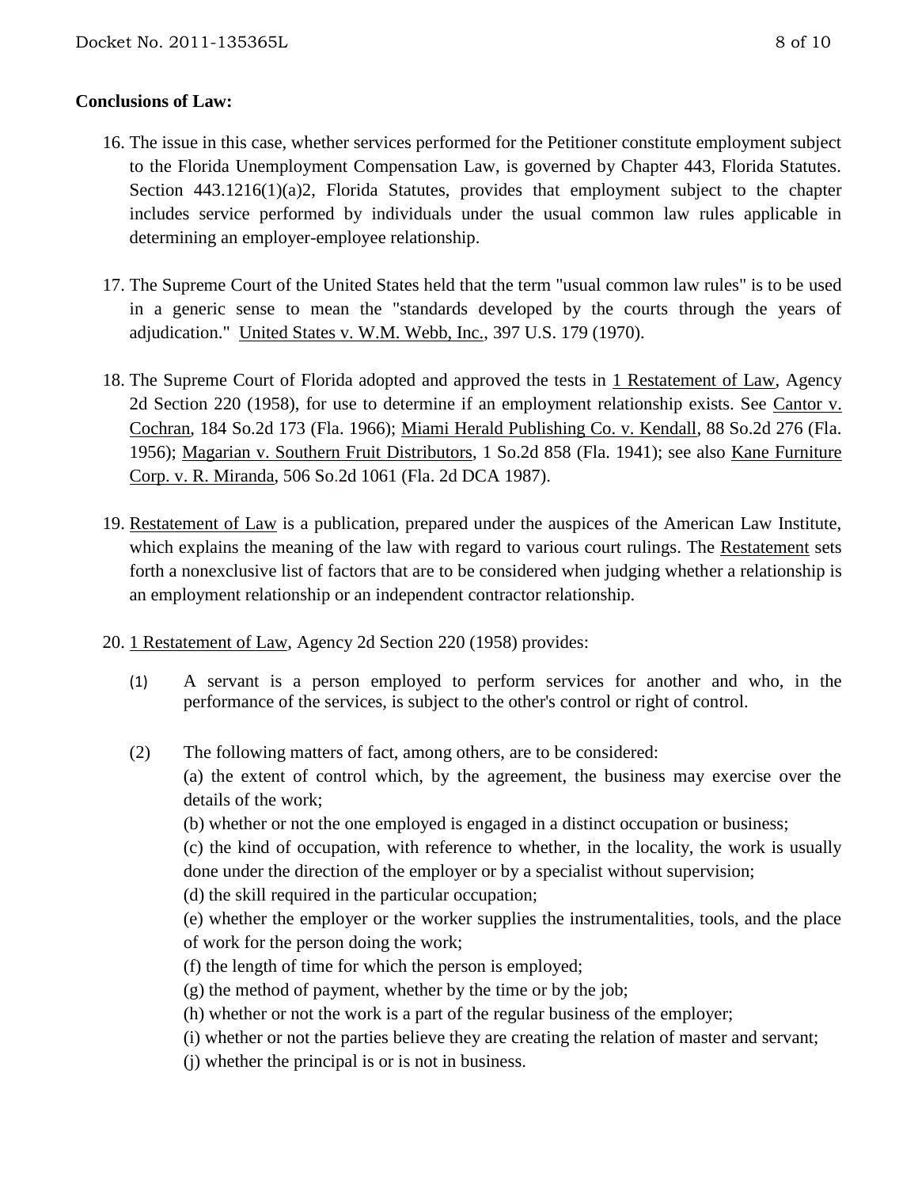**Conclusions of Law:**

16. The issue in this case, whether services performed for the Petitioner constitute employment subject to the Florida Unemployment Compensation Law, is governed by Chapter 443, Florida Statutes. Section 443.1216(1)(a)2, Florida Statutes, provides that employment subject to the chapter includes service performed by individuals under the usual common law rules applicable in determining an employer-employee relationship.

17. The Supreme Court of the United States held that the term "usual common law rules" is to be used in a generic sense to mean the "standards developed by the courts through the years of adjudication." United States v. W.M. Webb, Inc., 397 U.S. 179 (1970).

18. The Supreme Court of Florida adopted and approved the tests in 1 Restatement of Law, Agency 2d Section 220 (1958), for use to determine if an employment relationship exists. See Cantor v. Cochran, 184 So.2d 173 (Fla. 1966); Miami Herald Publishing Co. v. Kendall, 88 So.2d 276 (Fla. 1956); Magarian v. Southern Fruit Distributors, 1 So.2d 858 (Fla. 1941); see also Kane Furniture Corp. v. R. Miranda, 506 So.2d 1061 (Fla. 2d DCA 1987).

19. Restatement of Law is a publication, prepared under the auspices of the American Law Institute, which explains the meaning of the law with regard to various court rulings. The Restatement sets forth a nonexclusive list of factors that are to be considered when judging whether a relationship is an employment relationship or an independent contractor relationship.

20. 1 Restatement of Law, Agency 2d Section 220 (1958) provides:

    (1) A servant is a person employed to perform services for another and who, in the performance of the services, is subject to the other's control or right of control.

    (2) The following matters of fact, among others, are to be considered:
    (a) the extent of control which, by the agreement, the business may exercise over the details of the work;
    (b) whether or not the one employed is engaged in a distinct occupation or business;
    (c) the kind of occupation, with reference to whether, in the locality, the work is usually done under the direction of the employer or by a specialist without supervision;
    (d) the skill required in the particular occupation;
    (e) whether the employer or the worker supplies the instrumentalities, tools, and the place of work for the person doing the work;
    (f) the length of time for which the person is employed;
    (g) the method of payment, whether by the time or by the job;
    (h) whether or not the work is a part of the regular business of the employer;
    (i) whether or not the parties believe they are creating the relation of master and servant;
    (j) whether the principal is or is not in business.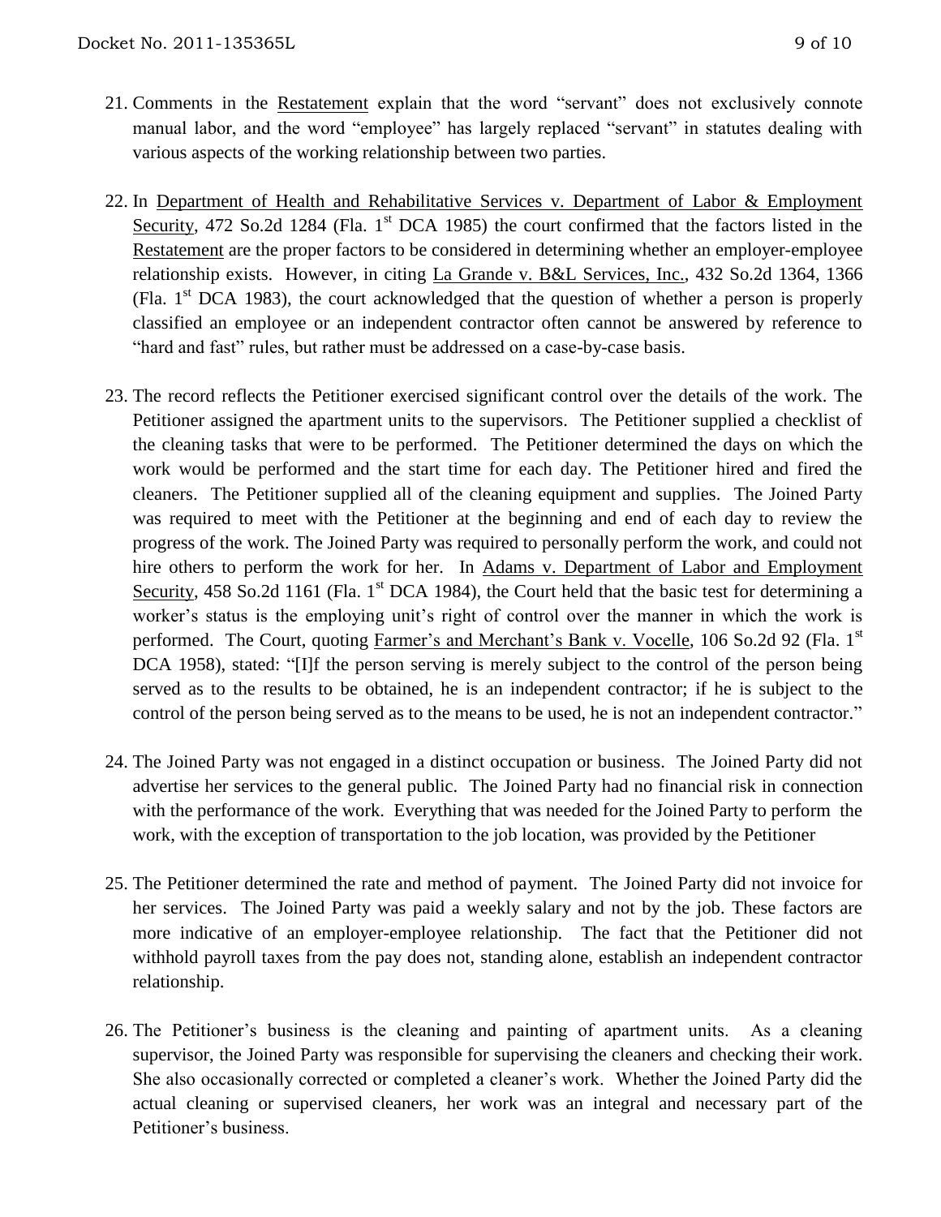21. Comments in the Restatement explain that the word "servant" does not exclusively connote manual labor, and the word "employee" has largely replaced "servant" in statutes dealing with various aspects of the working relationship between two parties.

22. In Department of Health and Rehabilitative Services v. Department of Labor & Employment Security, 472 So.2d 1284 (Fla. 1st DCA 1985) the court confirmed that the factors listed in the Restatement are the proper factors to be considered in determining whether an employer-employee relationship exists. However, in citing La Grande v. B&L Services, Inc., 432 So.2d 1364, 1366 (Fla. 1st DCA 1983), the court acknowledged that the question of whether a person is properly classified an employee or an independent contractor often cannot be answered by reference to "hard and fast" rules, but rather must be addressed on a case-by-case basis.

23. The record reflects the Petitioner exercised significant control over the details of the work. The Petitioner assigned the apartment units to the supervisors. The Petitioner supplied a checklist of the cleaning tasks that were to be performed. The Petitioner determined the days on which the work would be performed and the start time for each day. The Petitioner hired and fired the cleaners. The Petitioner supplied all of the cleaning equipment and supplies. The Joined Party was required to meet with the Petitioner at the beginning and end of each day to review the progress of the work. The Joined Party was required to personally perform the work, and could not hire others to perform the work for her. In Adams v. Department of Labor and Employment Security, 458 So.2d 1161 (Fla. 1st DCA 1984), the Court held that the basic test for determining a worker's status is the employing unit's right of control over the manner in which the work is performed. The Court, quoting Farmer's and Merchant's Bank v. Vocelle, 106 So.2d 92 (Fla. 1st DCA 1958), stated: "[I]f the person serving is merely subject to the control of the person being served as to the results to be obtained, he is an independent contractor; if he is subject to the control of the person being served as to the means to be used, he is not an independent contractor."

24. The Joined Party was not engaged in a distinct occupation or business. The Joined Party did not advertise her services to the general public. The Joined Party had no financial risk in connection with the performance of the work. Everything that was needed for the Joined Party to perform the work, with the exception of transportation to the job location, was provided by the Petitioner

25. The Petitioner determined the rate and method of payment. The Joined Party did not invoice for her services. The Joined Party was paid a weekly salary and not by the job. These factors are more indicative of an employer-employee relationship. The fact that the Petitioner did not withhold payroll taxes from the pay does not, standing alone, establish an independent contractor relationship.

26. The Petitioner's business is the cleaning and painting of apartment units. As a cleaning supervisor, the Joined Party was responsible for supervising the cleaners and checking their work. She also occasionally corrected or completed a cleaner's work. Whether the Joined Party did the actual cleaning or supervised cleaners, her work was an integral and necessary part of the Petitioner's business.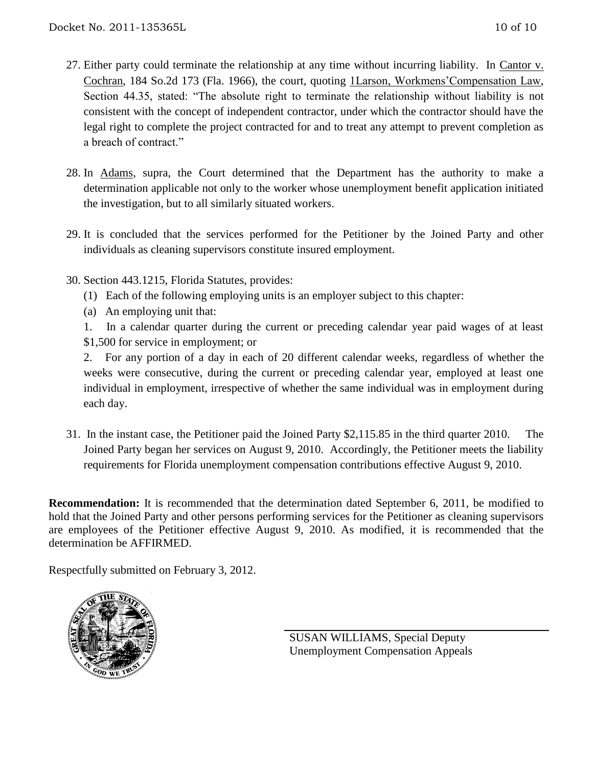27. Either party could terminate the relationship at any time without incurring liability. In Cantor v. Cochran, 184 So.2d 173 (Fla. 1966), the court, quoting 1Larson, Workmens'Compensation Law, Section 44.35, stated: "The absolute right to terminate the relationship without liability is not consistent with the concept of independent contractor, under which the contractor should have the legal right to complete the project contracted for and to treat any attempt to prevent completion as a breach of contract."

28. In Adams, supra, the Court determined that the Department has the authority to make a determination applicable not only to the worker whose unemployment benefit application initiated the investigation, but to all similarly situated workers.

29. It is concluded that the services performed for the Petitioner by the Joined Party and other individuals as cleaning supervisors constitute insured employment.

30. Section 443.1215, Florida Statutes, provides:
    (1) Each of the following employing units is an employer subject to this chapter:
    (a) An employing unit that:
    1. In a calendar quarter during the current or preceding calendar year paid wages of at least $1,500 for service in employment; or
    2. For any portion of a day in each of 20 different calendar weeks, regardless of whether the weeks were consecutive, during the current or preceding calendar year, employed at least one individual in employment, irrespective of whether the same individual was in employment during each day.

31. In the instant case, the Petitioner paid the Joined Party $2,115.85 in the third quarter 2010. The Joined Party began her services on August 9, 2010. Accordingly, the Petitioner meets the liability requirements for Florida unemployment compensation contributions effective August 9, 2010.

**Recommendation:** It is recommended that the determination dated September 6, 2011, be modified to hold that the Joined Party and other persons performing services for the Petitioner as cleaning supervisors are employees of the Petitioner effective August 9, 2010. As modified, it is recommended that the determination be AFFIRMED.

Respectfully submitted on February 3, 2012.

SUSAN WILLIAMS, Special Deputy
Unemployment Compensation Appeals